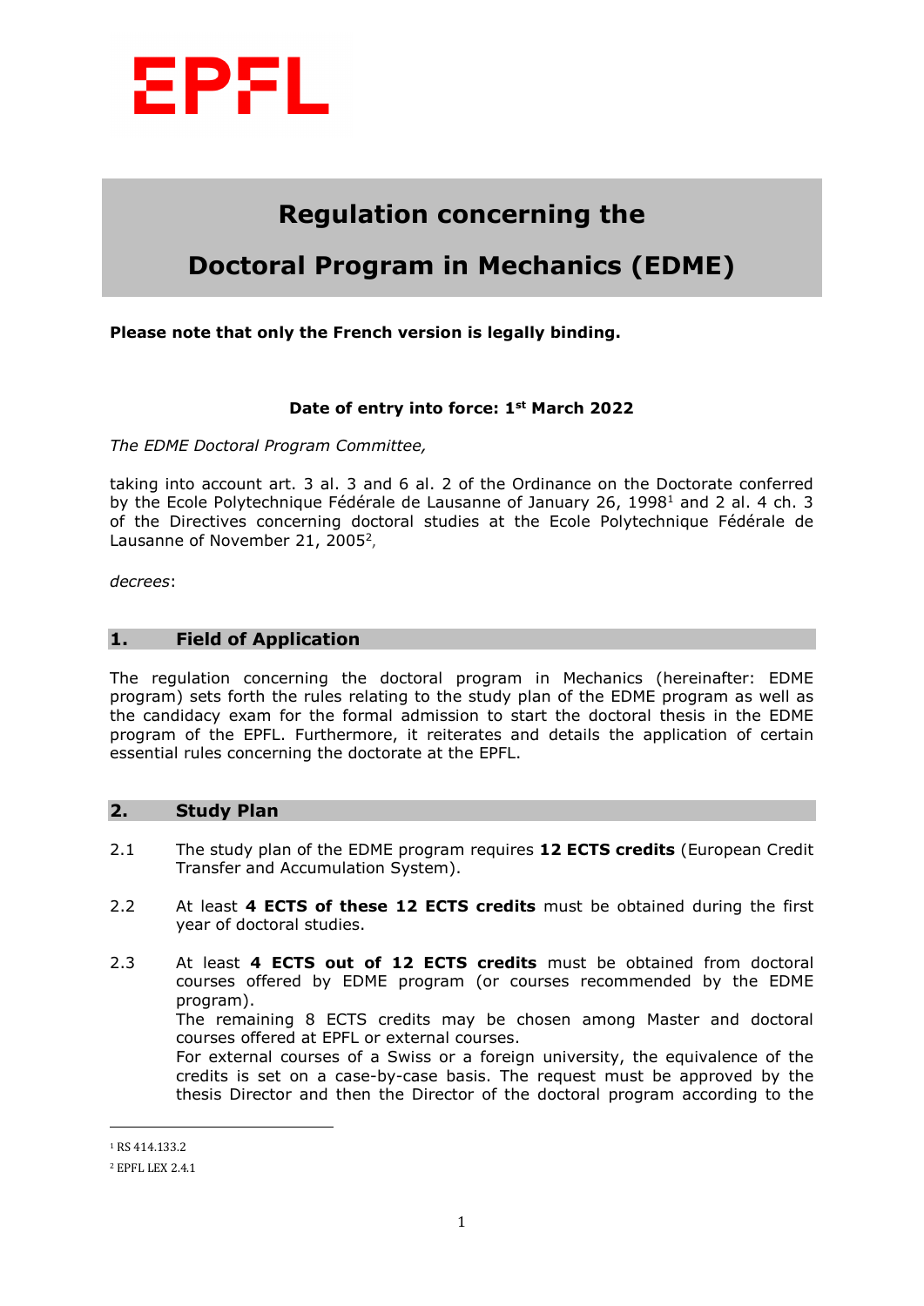EPFL

# Regulation concerning the Doctoral Program in Mechanics (EDME)

**Please note that only the French version is legally binding.**

**Date of entry into force: 1st March 2022**

*The EDME Doctoral Program Committee,*

taking into account art. 3 al. 3 and 6 al. 2 of the Ordinance on the Doctorate conferred by the Ecole Polytechnique Fédérale de Lausanne of January 26, 1998[1] and 2 al. 4 ch. 3 of the Directives concerning doctoral studies at the Ecole Polytechnique Fédérale de Lausanne of November 21, 2005[2],

*decrees*:

## 1. Field of Application

The regulation concerning the doctoral program in Mechanics (hereinafter: EDME program) sets forth the rules relating to the study plan of the EDME program as well as the candidacy exam for the formal admission to start the doctoral thesis in the EDME program of the EPFL. Furthermore, it reiterates and details the application of certain essential rules concerning the doctorate at the EPFL.

## 2. Study Plan

2.1 The study plan of the EDME program requires **12 ECTS credits** (European Credit Transfer and Accumulation System).

2.2 At least **4 ECTS of these 12 ECTS credits** must be obtained during the first year of doctoral studies.

2.3 At least **4 ECTS out of 12 ECTS credits** must be obtained from doctoral courses offered by EDME program (or courses recommended by the EDME program).
The remaining 8 ECTS credits may be chosen among Master and doctoral courses offered at EPFL or external courses.
For external courses of a Swiss or a foreign university, the equivalence of the credits is set on a case-by-case basis. The request must be approved by the thesis Director and then the Director of the doctoral program according to the

---

[1] RS 414.133.2

[2] EPFL LEX 2.4.1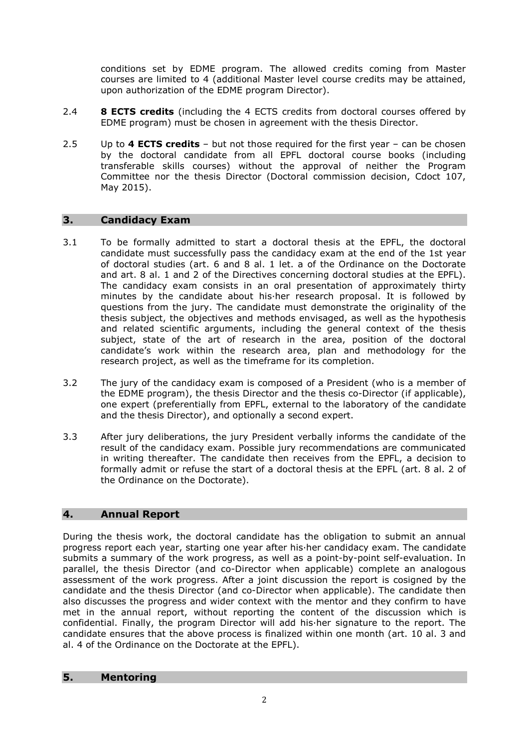conditions set by EDME program. The allowed credits coming from Master courses are limited to 4 (additional Master level course credits may be attained, upon authorization of the EDME program Director).

2.4 **8 ECTS credits** (including the 4 ECTS credits from doctoral courses offered by EDME program) must be chosen in agreement with the thesis Director.

2.5 Up to **4 ECTS credits** – but not those required for the first year – can be chosen by the doctoral candidate from all EPFL doctoral course books (including transferable skills courses) without the approval of neither the Program Committee nor the thesis Director (Doctoral commission decision, Cdoct 107, May 2015).

## 3. Candidacy Exam

3.1 To be formally admitted to start a doctoral thesis at the EPFL, the doctoral candidate must successfully pass the candidacy exam at the end of the 1st year of doctoral studies (art. 6 and 8 al. 1 let. a of the Ordinance on the Doctorate and art. 8 al. 1 and 2 of the Directives concerning doctoral studies at the EPFL). The candidacy exam consists in an oral presentation of approximately thirty minutes by the candidate about his·her research proposal. It is followed by questions from the jury. The candidate must demonstrate the originality of the thesis subject, the objectives and methods envisaged, as well as the hypothesis and related scientific arguments, including the general context of the thesis subject, state of the art of research in the area, position of the doctoral candidate's work within the research area, plan and methodology for the research project, as well as the timeframe for its completion.

3.2 The jury of the candidacy exam is composed of a President (who is a member of the EDME program), the thesis Director and the thesis co-Director (if applicable), one expert (preferentially from EPFL, external to the laboratory of the candidate and the thesis Director), and optionally a second expert.

3.3 After jury deliberations, the jury President verbally informs the candidate of the result of the candidacy exam. Possible jury recommendations are communicated in writing thereafter. The candidate then receives from the EPFL, a decision to formally admit or refuse the start of a doctoral thesis at the EPFL (art. 8 al. 2 of the Ordinance on the Doctorate).

## 4. Annual Report

During the thesis work, the doctoral candidate has the obligation to submit an annual progress report each year, starting one year after his·her candidacy exam. The candidate submits a summary of the work progress, as well as a point-by-point self-evaluation. In parallel, the thesis Director (and co-Director when applicable) complete an analogous assessment of the work progress. After a joint discussion the report is cosigned by the candidate and the thesis Director (and co-Director when applicable). The candidate then also discusses the progress and wider context with the mentor and they confirm to have met in the annual report, without reporting the content of the discussion which is confidential. Finally, the program Director will add his·her signature to the report. The candidate ensures that the above process is finalized within one month (art. 10 al. 3 and al. 4 of the Ordinance on the Doctorate at the EPFL).

## 5. Mentoring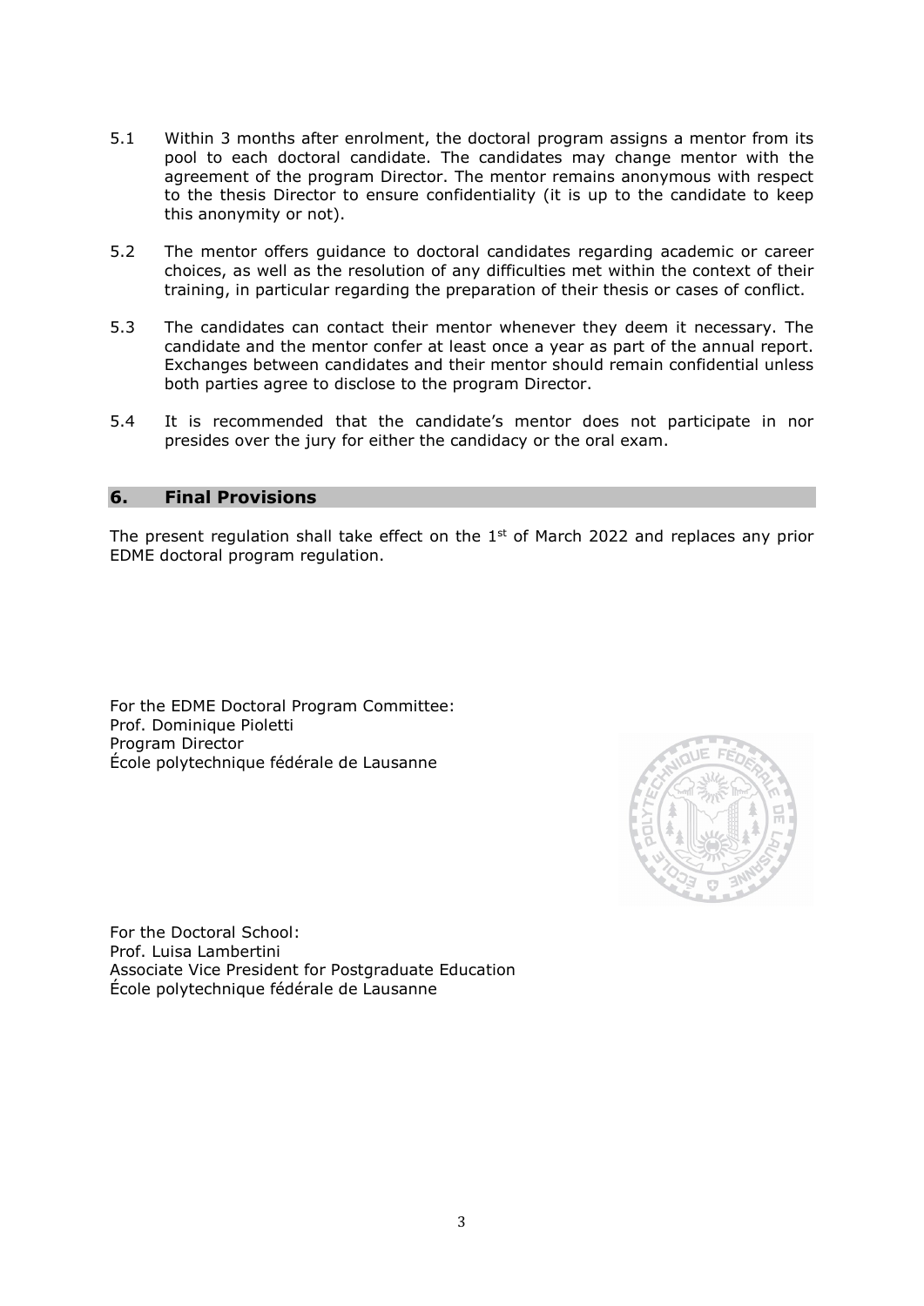5.1 Within 3 months after enrolment, the doctoral program assigns a mentor from its pool to each doctoral candidate. The candidates may change mentor with the agreement of the program Director. The mentor remains anonymous with respect to the thesis Director to ensure confidentiality (it is up to the candidate to keep this anonymity or not).

5.2 The mentor offers guidance to doctoral candidates regarding academic or career choices, as well as the resolution of any difficulties met within the context of their training, in particular regarding the preparation of their thesis or cases of conflict.

5.3 The candidates can contact their mentor whenever they deem it necessary. The candidate and the mentor confer at least once a year as part of the annual report. Exchanges between candidates and their mentor should remain confidential unless both parties agree to disclose to the program Director.

5.4 It is recommended that the candidate's mentor does not participate in nor presides over the jury for either the candidacy or the oral exam.

## 6. Final Provisions

The present regulation shall take effect on the 1st of March 2022 and replaces any prior EDME doctoral program regulation.

For the EDME Doctoral Program Committee:
Prof. Dominique Pioletti
Program Director
École polytechnique fédérale de Lausanne

For the Doctoral School:
Prof. Luisa Lambertini
Associate Vice President for Postgraduate Education
École polytechnique fédérale de Lausanne